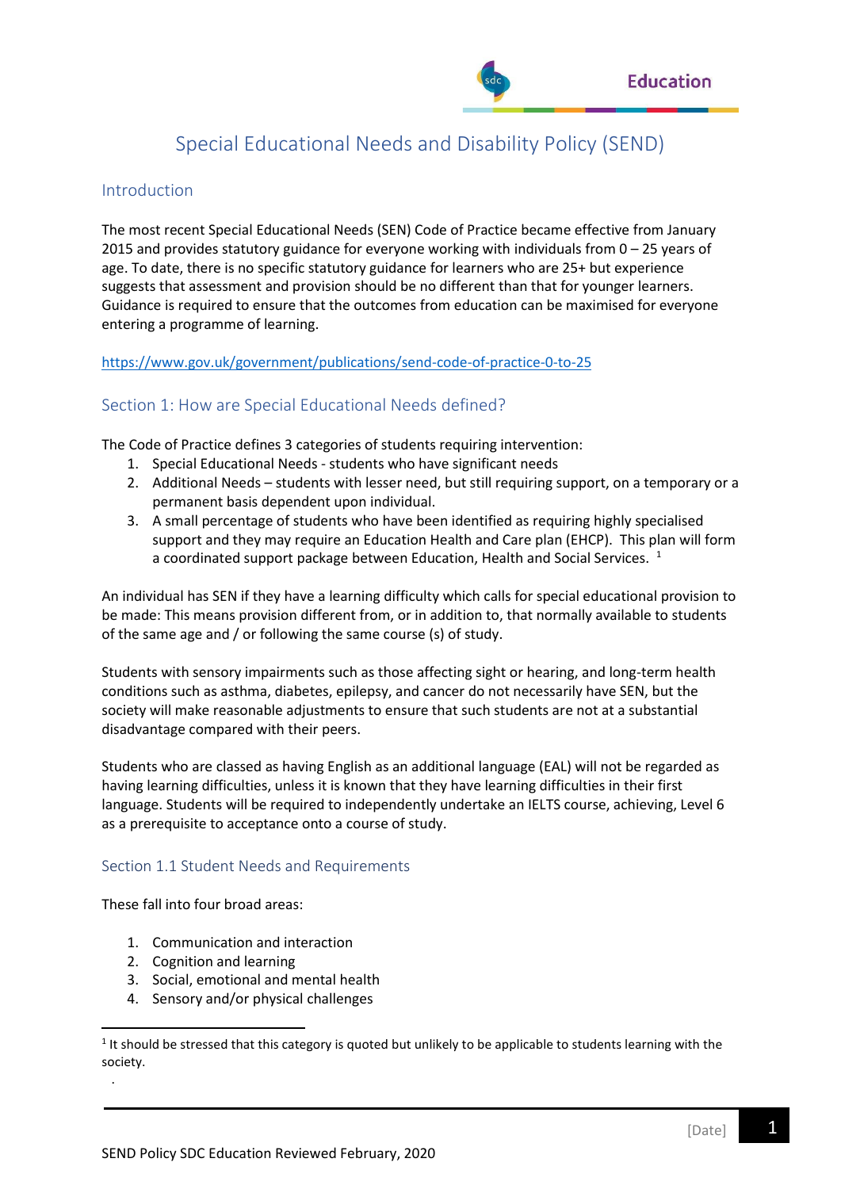# Special Educational Needs and Disability Policy (SEND)

## Introduction

The most recent Special Educational Needs (SEN) Code of Practice became effective from January 2015 and provides statutory guidance for everyone working with individuals from 0 – 25 years of age. To date, there is no specific statutory guidance for learners who are 25+ but experience suggests that assessment and provision should be no different than that for younger learners. Guidance is required to ensure that the outcomes from education can be maximised for everyone entering a programme of learning.

https://www.gov.uk/government/publications/send-code-of-practice-0-to-25

## Section 1: How are Special Educational Needs defined?

The Code of Practice defines 3 categories of students requiring intervention:

1. Special Educational Needs - students who have significant needs
2. Additional Needs – students with lesser need, but still requiring support, on a temporary or a permanent basis dependent upon individual.
3. A small percentage of students who have been identified as requiring highly specialised support and they may require an Education Health and Care plan (EHCP). This plan will form a coordinated support package between Education, Health and Social Services. [1]

An individual has SEN if they have a learning difficulty which calls for special educational provision to be made: This means provision different from, or in addition to, that normally available to students of the same age and / or following the same course (s) of study.

Students with sensory impairments such as those affecting sight or hearing, and long-term health conditions such as asthma, diabetes, epilepsy, and cancer do not necessarily have SEN, but the society will make reasonable adjustments to ensure that students are not at a substantial disadvantage compared with their peers.

Students who are classed as having English as an additional language (EAL) will not be regarded as having learning difficulties, unless it is known that they have learning difficulties in their first language. Students will be required to independently undertake an IELTS course, achieving, Level 6 as a prerequisite to acceptance onto a course of study.

## Section 1.1 Student Needs and Requirements

These fall into four broad areas:

1. Communication and interaction
2. Cognition and learning
3. Social, emotional and mental health
4. Sensory and/or physical challenges

[1] It should be stressed that this category is quoted but unlikely to be applicable to students learning with the society.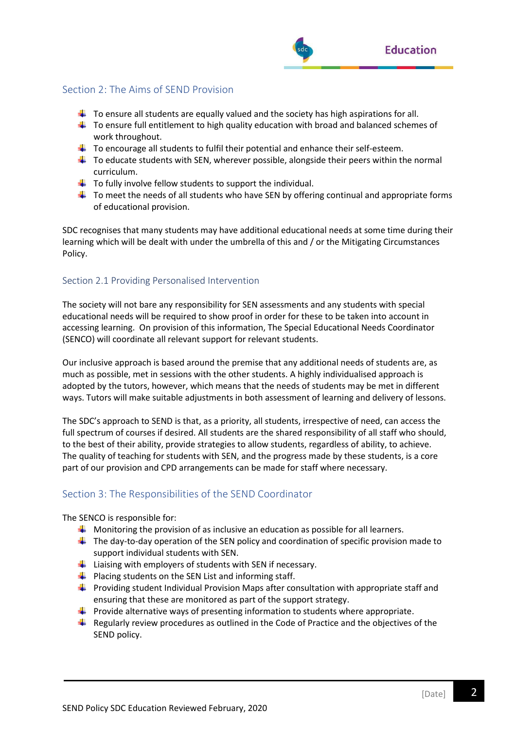## Section 2: The Aims of SEND Provision

- To ensure all students are equally valued and the society has high aspirations for all.
- To ensure full entitlement to high quality education with broad and balanced schemes of work throughout.
- To encourage all students to fulfil their potential and enhance their self-esteem.
- To educate students with SEN, wherever possible, alongside their peers within the normal curriculum.
- To fully involve fellow students to support the individual.
- To meet the needs of all students who have SEN by offering continual and appropriate forms of educational provision.

SDC recognises that many students may have additional educational needs at some time during their learning which will be dealt with under the umbrella of this and / or the Mitigating Circumstances Policy.

### Section 2.1 Providing Personalised Intervention

The society will not bare any responsibility for SEN assessments and any students with special educational needs will be required to show proof in order for these to be taken into account in accessing learning. On provision of this information, The Special Educational Needs Coordinator (SENCO) will coordinate all relevant support for relevant students.

Our inclusive approach is based around the premise that any additional needs of students are, as much as possible, met in sessions with the other students. A highly individualised approach is adopted by the tutors, however, which means that the needs of students may be met in different ways. Tutors will make suitable adjustments in both assessment of learning and delivery of lessons.

The SDC's approach to SEND is that, as a priority, all students, irrespective of need, can access the full spectrum of courses if desired. All students are the shared responsibility of all staff who should, to the best of their ability, provide strategies to allow students, regardless of ability, to achieve. The quality of teaching for students with SEN, and the progress made by these students, is a core part of our provision and CPD arrangements can be made for staff where necessary.

## Section 3: The Responsibilities of the SEND Coordinator

The SENCO is responsible for:

- Monitoring the provision of as inclusive an education as possible for all learners.
- The day-to-day operation of the SEN policy and coordination of specific provision made to support individual students with SEN.
- Liaising with employers of students with SEN if necessary.
- Placing students on the SEN List and informing staff.
- Providing student Individual Provision Maps after consultation with appropriate staff and ensuring that these are monitored as part of the support strategy.
- Provide alternative ways of presenting information to students where appropriate.
- Regularly review procedures as outlined in the Code of Practice and the objectives of the SEND policy.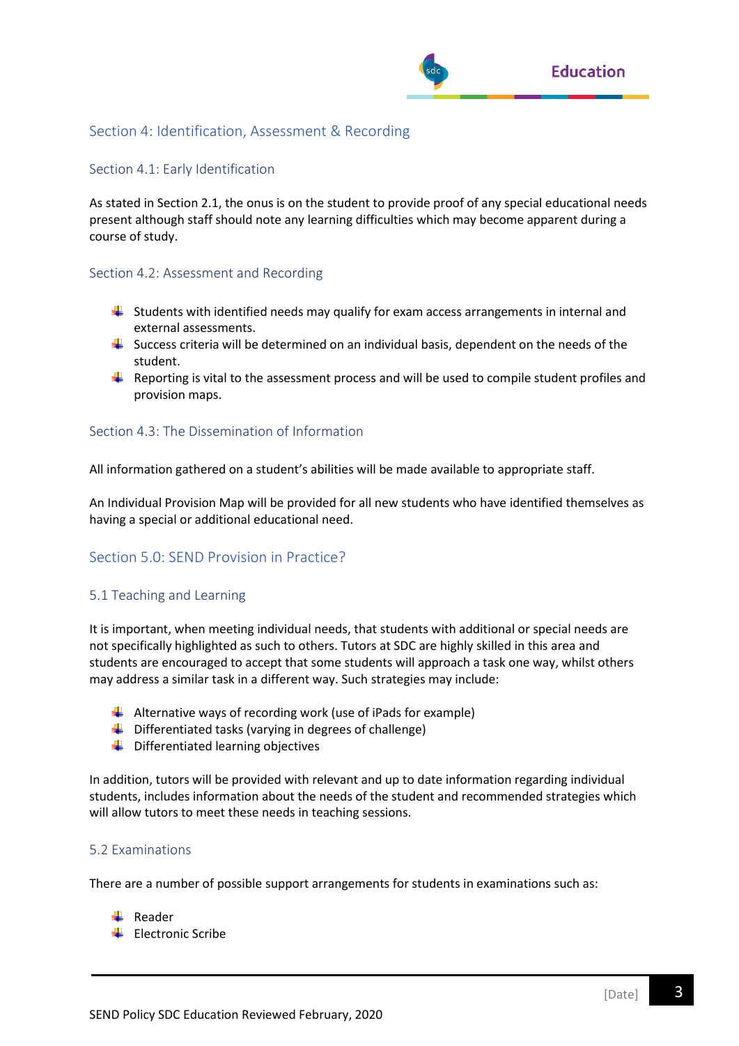## Section 4: Identification, Assessment & Recording

### Section 4.1: Early Identification

As stated in Section 2.1, the onus is on the student to provide proof of any special educational needs present although staff should note any learning difficulties which may become apparent during a course of study.

### Section 4.2: Assessment and Recording

- Students with identified needs may qualify for exam access arrangements in internal and external assessments.
- Success criteria will be determined on an individual basis, dependent on the needs of the student.
- Reporting is vital to the assessment process and will be used to compile student profiles and provision maps.

### Section 4.3: The Dissemination of Information

All information gathered on a student's abilities will be made available to appropriate staff.

An Individual Provision Map will be provided for all new students who have identified themselves as having a special or additional educational need.

## Section 5.0: SEND Provision in Practice?

### 5.1 Teaching and Learning

It is important, when meeting individual needs, that students with additional or special needs are not specifically highlighted as such to others. Tutors at SDC are highly skilled in this area and students are encouraged to accept that some students will approach a task one way, whilst others may address a similar task in a different way. Such strategies may include:

- Alternative ways of recording work (use of iPads for example)
- Differentiated tasks (varying in degrees of challenge)
- Differentiated learning objectives

In addition, tutors will be provided with relevant and up to date information regarding individual students, includes information about the needs of the student and recommended strategies which will allow tutors to meet these needs in teaching sessions.

### 5.2 Examinations

There are a number of possible support arrangements for students in examinations such as:

- Reader
- Electronic Scribe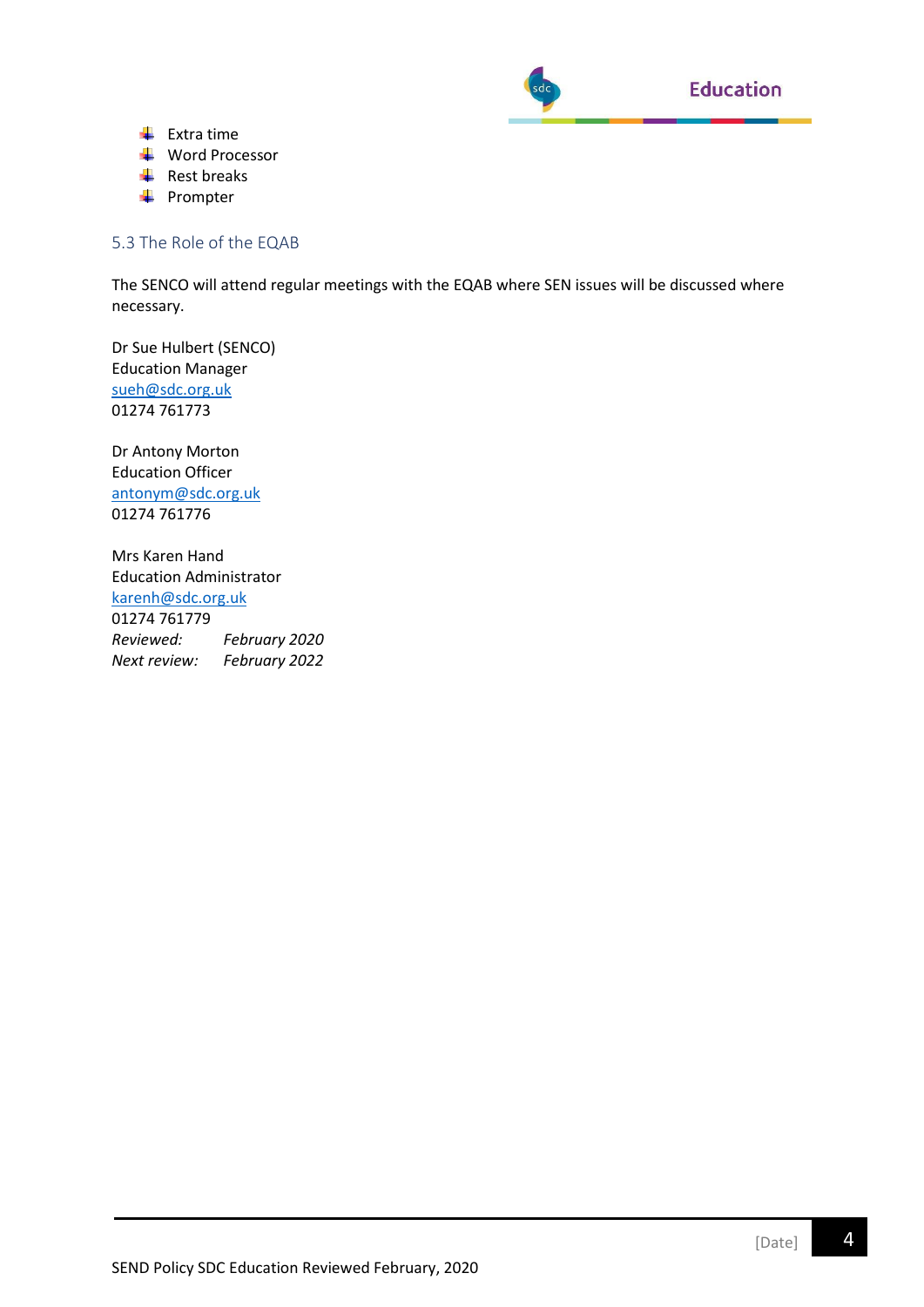- Extra time
- Word Processor
- Rest breaks
- Prompter

### 5.3 The Role of the EQAB

The SENCO will attend regular meetings with the EQAB where SEN issues will be discussed where necessary.

Dr Sue Hulbert (SENCO)
Education Manager
sueh@sdc.org.uk
01274 761773

Dr Antony Morton
Education Officer
antonym@sdc.org.uk
01274 761776

Mrs Karen Hand
Education Administrator
karenh@sdc.org.uk
01274 761779
*Reviewed:* *February 2020*
*Next review:* *February 2022*